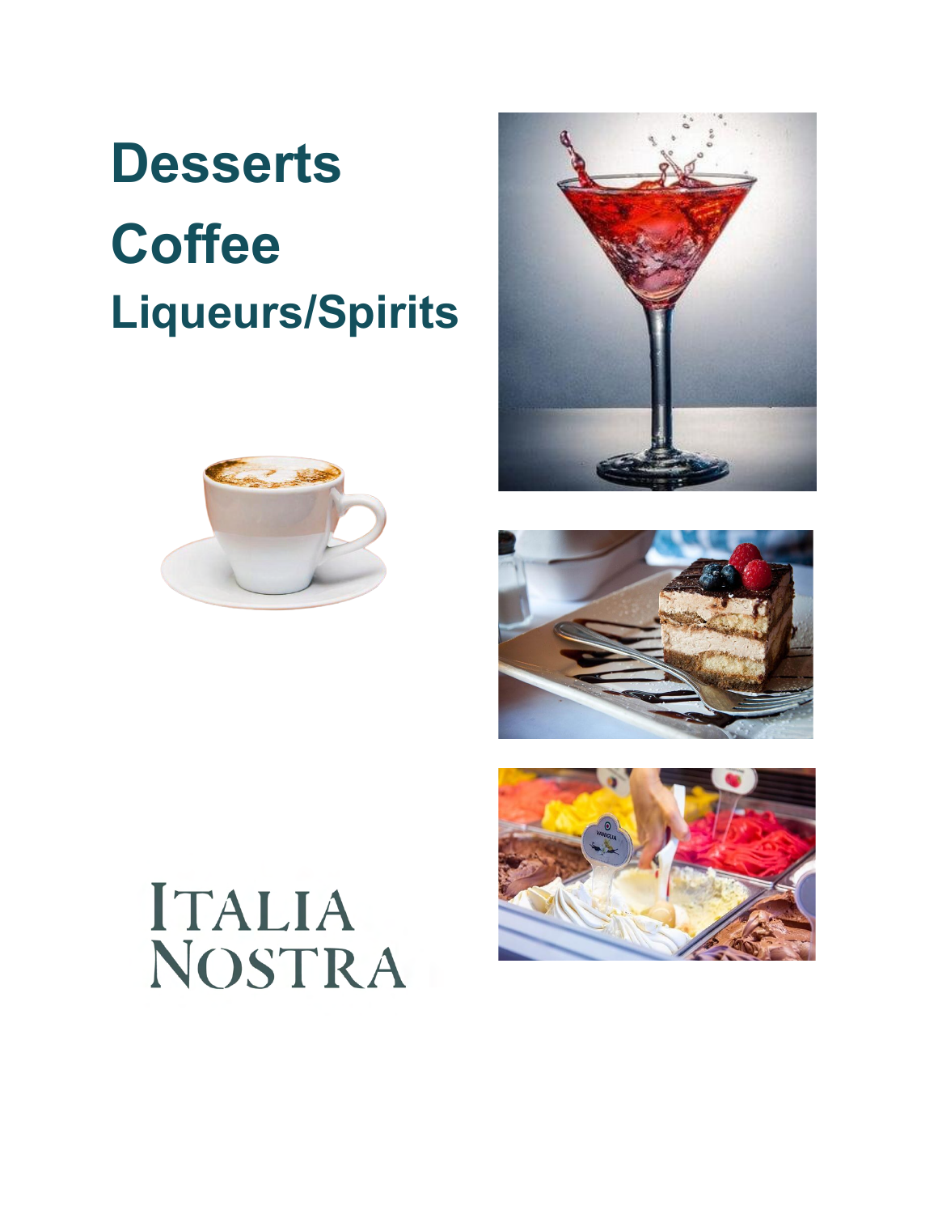# Desserts

# Coffee

## Liqueurs/Spirits

ITALIA
NOSTRA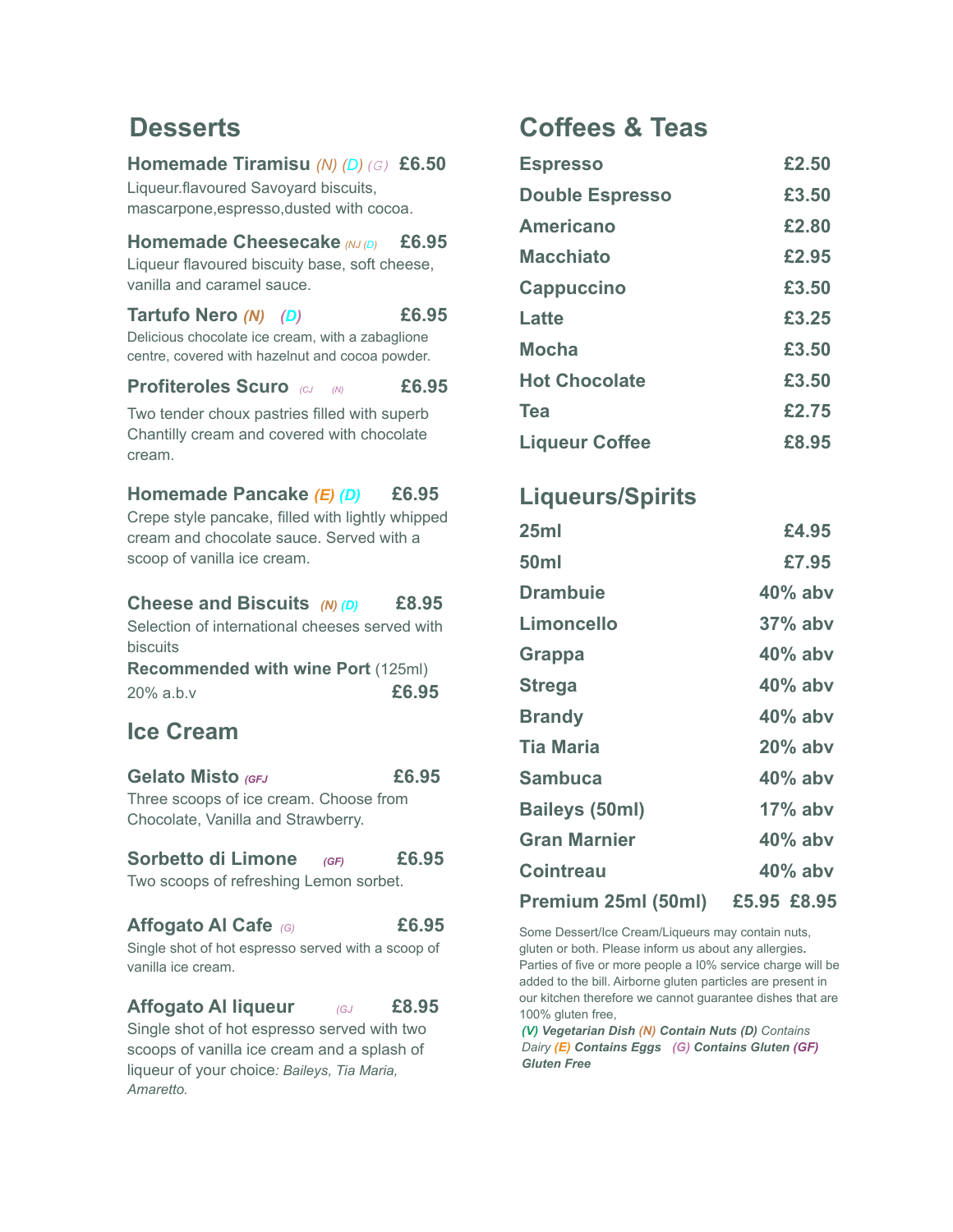## Desserts

**Homemade Tiramisu** *(N) (D) (G)* **£6.50**
Liqueur.flavoured Savoyard biscuits, mascarpone,espresso,dusted with cocoa.

**Homemade Cheesecake** *(NJ (D)* **£6.95**
Liqueur flavoured biscuity base, soft cheese, vanilla and caramel sauce.

**Tartufo Nero** *(N) (D)* **£6.95**
Delicious chocolate ice cream, with a zabaglione centre, covered with hazelnut and cocoa powder.

**Profiteroles Scuro** *(CJ (N)* **£6.95**
Two tender choux pastries filled with superb Chantilly cream and covered with chocolate cream.

**Homemade Pancake** *(E) (D)* **£6.95**
Crepe style pancake, filled with lightly whipped cream and chocolate sauce. Served with a scoop of vanilla ice cream.

**Cheese and Biscuits** *(N) (D)* **£8.95**
Selection of international cheeses served with biscuits
**Recommended with wine Port** (125ml)
20% a.b.v **£6.95**

## Ice Cream

**Gelato Misto** *(GFJ* **£6.95**
Three scoops of ice cream. Choose from Chocolate, Vanilla and Strawberry.

**Sorbetto di Limone** *(GF)* **£6.95**
Two scoops of refreshing Lemon sorbet.

**Affogato Al Cafe** *(G)* **£6.95**
Single shot of hot espresso served with a scoop of vanilla ice cream.

**Affogato Al liqueur** *(GJ* **£8.95**
Single shot of hot espresso served with two scoops of vanilla ice cream and a splash of liqueur of your choice*: Baileys, Tia Maria, Amaretto.*

## Coffees & Teas

| | |
|---|---|
| **Espresso** | **£2.50** |
| **Double Espresso** | **£3.50** |
| **Americano** | **£2.80** |
| **Macchiato** | **£2.95** |
| **Cappuccino** | **£3.50** |
| **Latte** | **£3.25** |
| **Mocha** | **£3.50** |
| **Hot Chocolate** | **£3.50** |
| **Tea** | **£2.75** |
| **Liqueur Coffee** | **£8.95** |

## Liqueurs/Spirits

| | |
|---|---|
| **25ml** | **£4.95** |
| **50ml** | **£7.95** |
| **Drambuie** | **40% abv** |
| **Limoncello** | **37% abv** |
| **Grappa** | **40% abv** |
| **Strega** | **40% abv** |
| **Brandy** | **40% abv** |
| **Tia Maria** | **20% abv** |
| **Sambuca** | **40% abv** |
| **Baileys (50ml)** | **17% abv** |
| **Gran Marnier** | **40% abv** |
| **Cointreau** | **40% abv** |
| **Premium 25ml (50ml)** | **£5.95 £8.95** |

Some Dessert/Ice Cream/Liqueurs may contain nuts, gluten or both. Please inform us about any allergies**.** Parties of five or more people a I0% service charge will be added to the bill. Airborne gluten particles are present in our kitchen therefore we cannot guarantee dishes that are 100% gluten free,

***(V) Vegetarian Dish (N) Contain Nuts (D)*** *Contains Dairy* ***(E) Contains Eggs (G) Contains Gluten (GF) Gluten Free***